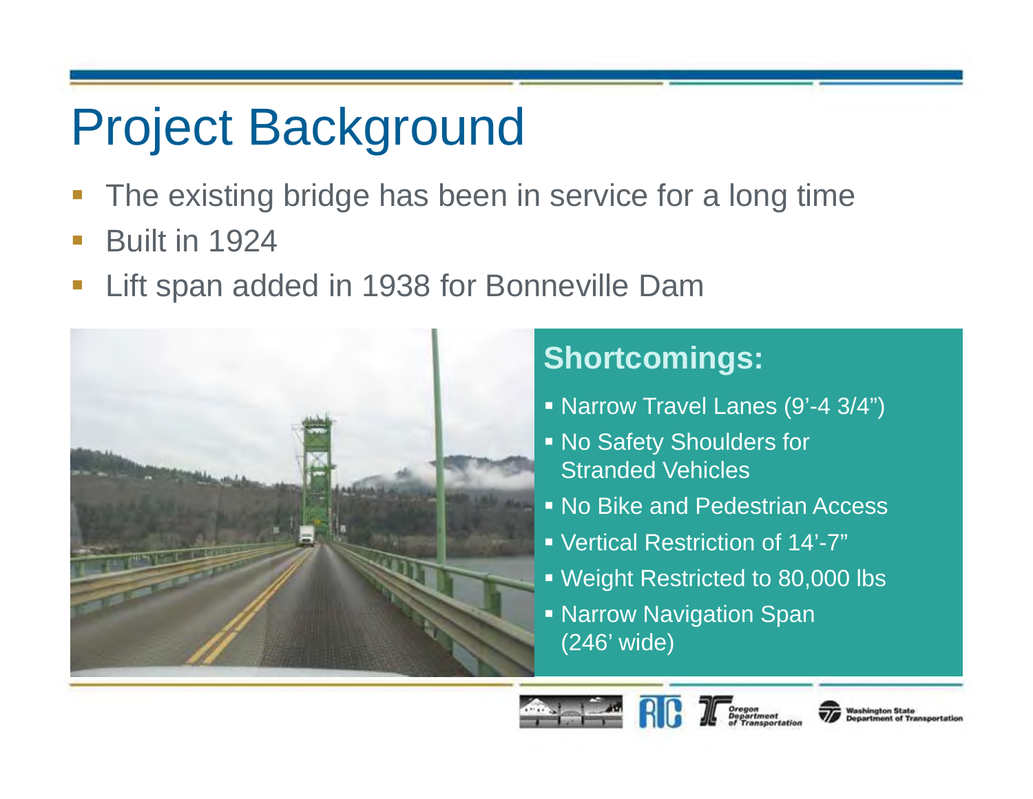# Project Background

- The existing bridge has been in service for a long time
- Built in 1924
- Lift span added in 1938 for Bonneville Dam

## Shortcomings:

- Narrow Travel Lanes (9'-4 3/4")
- No Safety Shoulders for Stranded Vehicles
- No Bike and Pedestrian Access
- Vertical Restriction of 14'-7"
- Weight Restricted to 80,000 lbs
- Narrow Navigation Span (246' wide)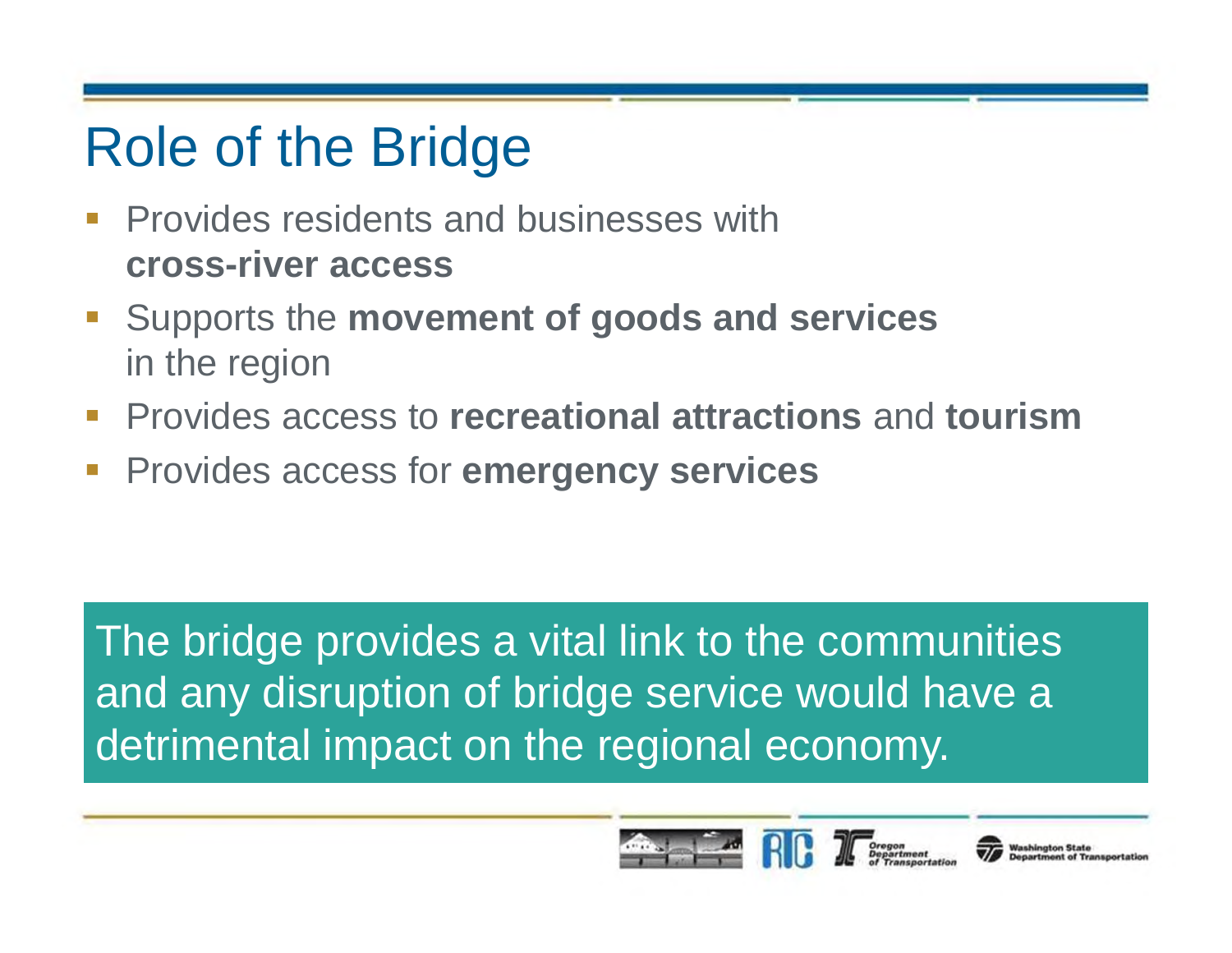# Role of the Bridge

- Provides residents and businesses with **cross-river access**
- Supports the **movement of goods and services** in the region
- Provides access to **recreational attractions** and **tourism**
- Provides access for **emergency services**

The bridge provides a vital link to the communities and any disruption of bridge service would have a detrimental impact on the regional economy.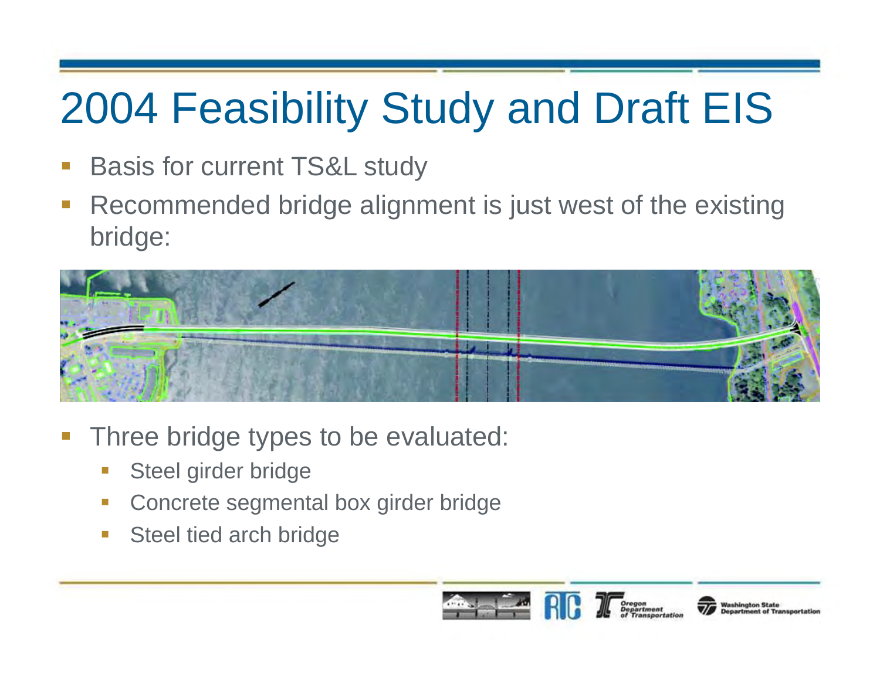# 2004 Feasibility Study and Draft EIS

- Basis for current TS&L study
- Recommended bridge alignment is just west of the existing bridge:
- Three bridge types to be evaluated:
  - Steel girder bridge
  - Concrete segmental box girder bridge
  - Steel tied arch bridge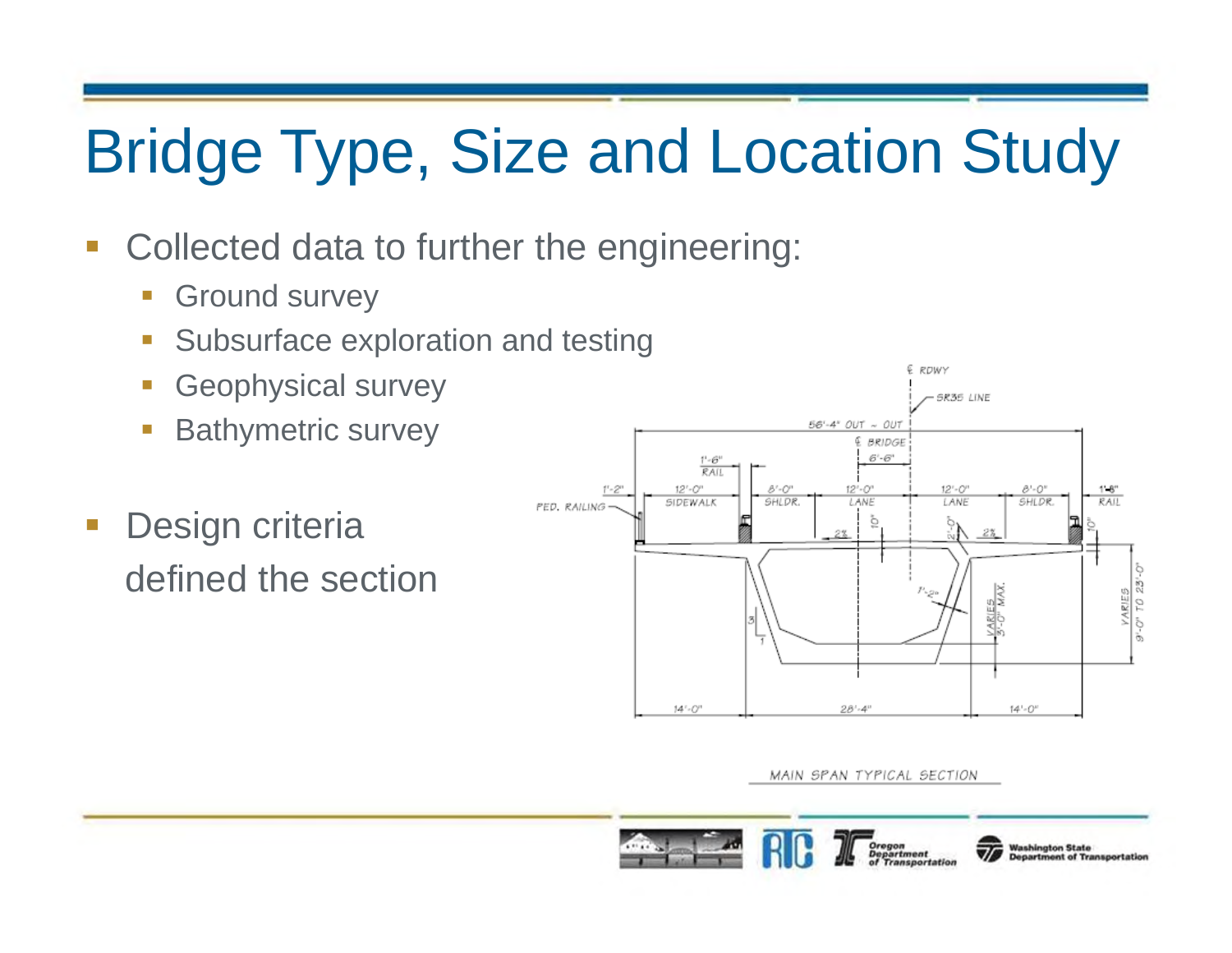# Bridge Type, Size and Location Study

- Collected data to further the engineering:
  - Ground survey
  - Subsurface exploration and testing
  - Geophysical survey
  - Bathymetric survey
- Design criteria defined the section

MAIN SPAN TYPICAL SECTION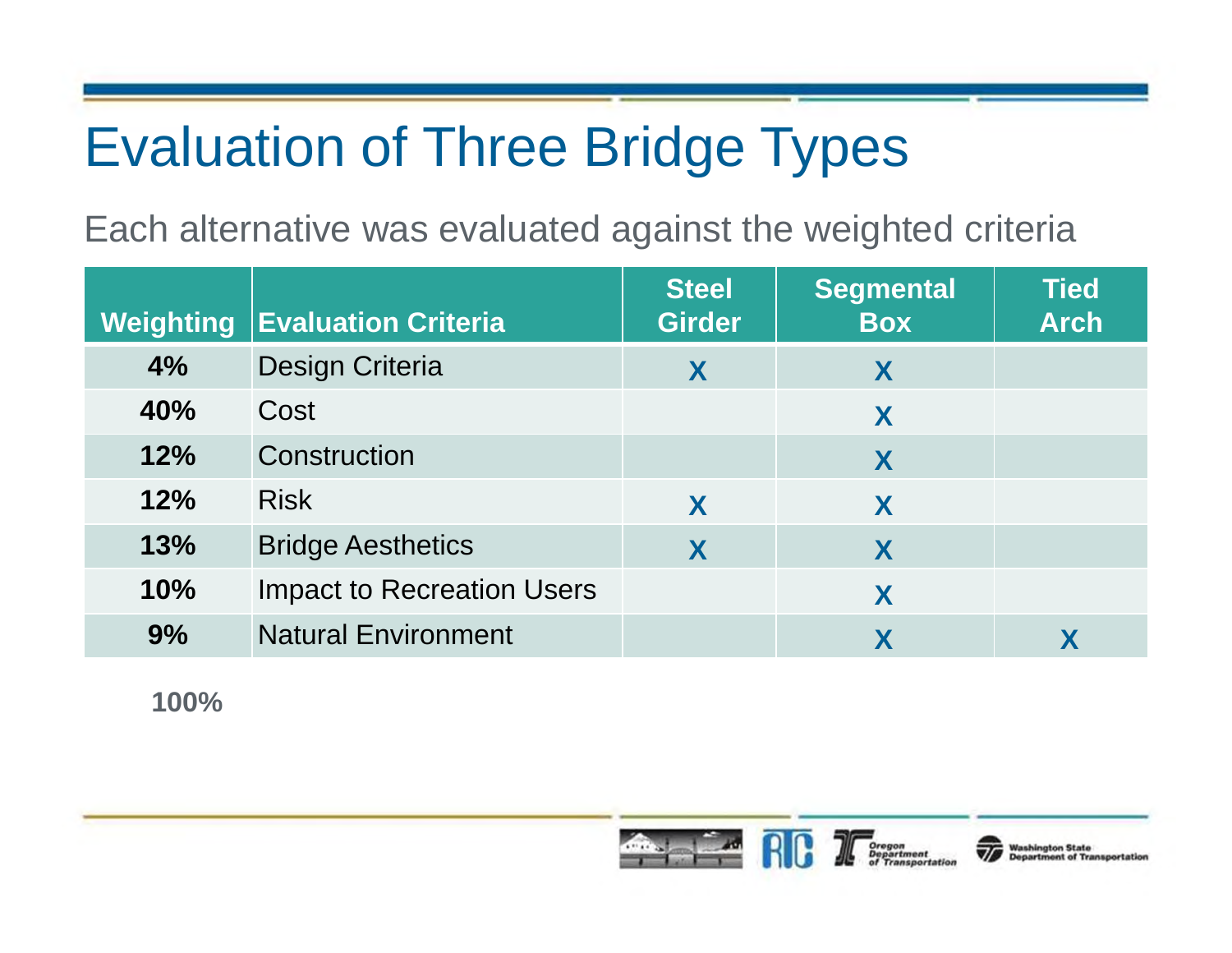# Evaluation of Three Bridge Types

Each alternative was evaluated against the weighted criteria

| Weighting | Evaluation Criteria | Steel Girder | Segmental Box | Tied Arch |
|---|---|---|---|---|
| 4% | Design Criteria | X | X | |
| 40% | Cost | | X | |
| 12% | Construction | | X | |
| 12% | Risk | X | X | |
| 13% | Bridge Aesthetics | X | X | |
| 10% | Impact to Recreation Users | | X | |
| 9% | Natural Environment | | X | X |

**100%**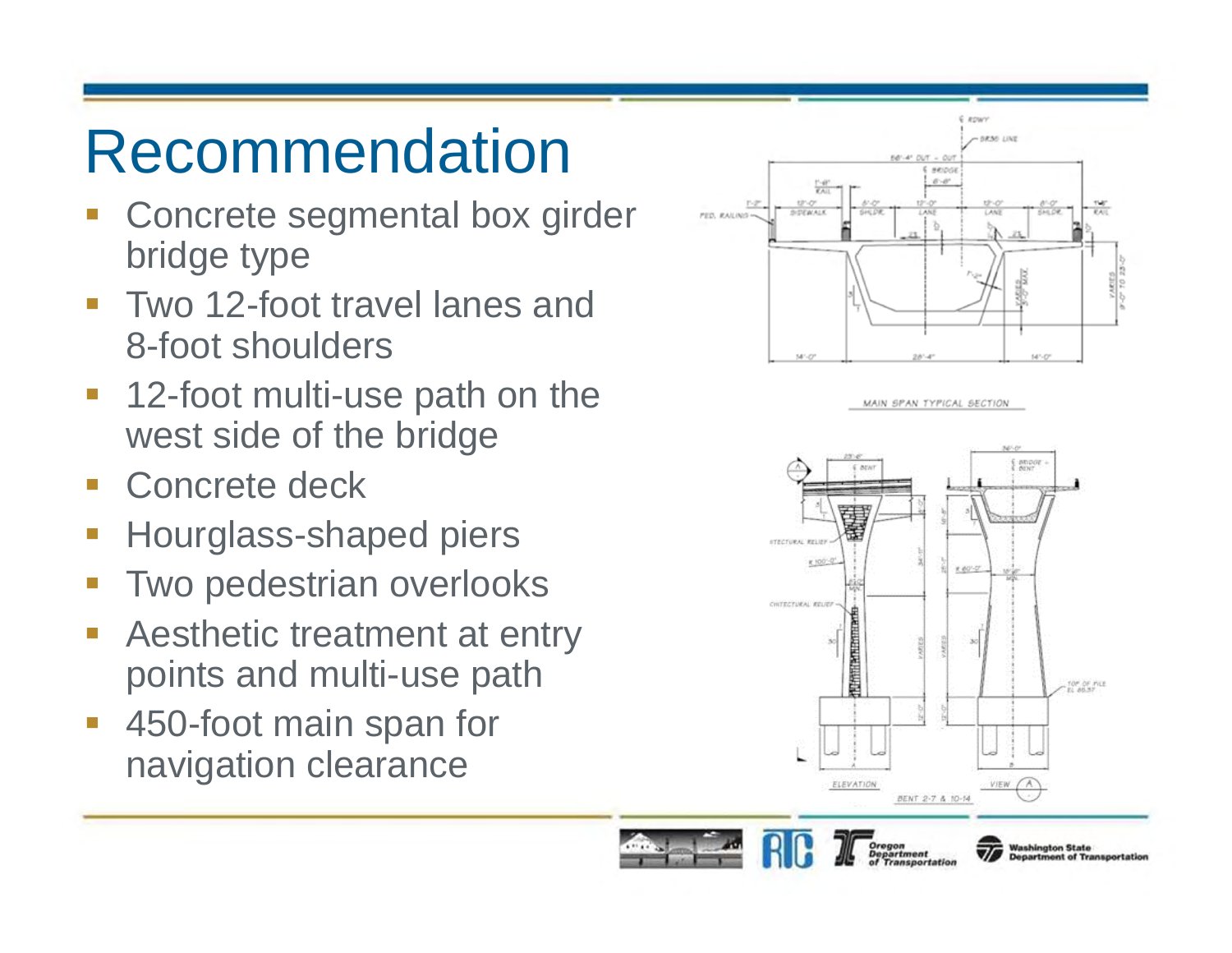# Recommendation

- Concrete segmental box girder bridge type
- Two 12-foot travel lanes and 8-foot shoulders
- 12-foot multi-use path on the west side of the bridge
- Concrete deck
- Hourglass-shaped piers
- Two pedestrian overlooks
- Aesthetic treatment at entry points and multi-use path
- 450-foot main span for navigation clearance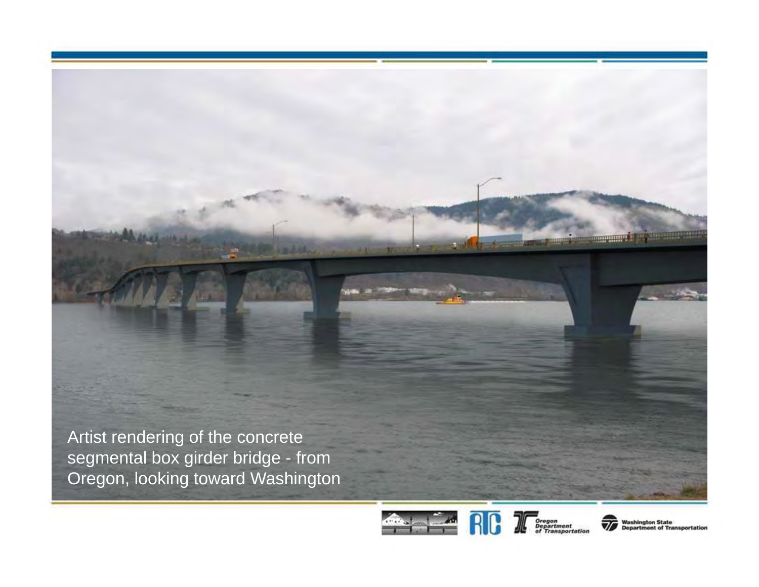Artist rendering of the concrete segmental box girder bridge - from Oregon, looking toward Washington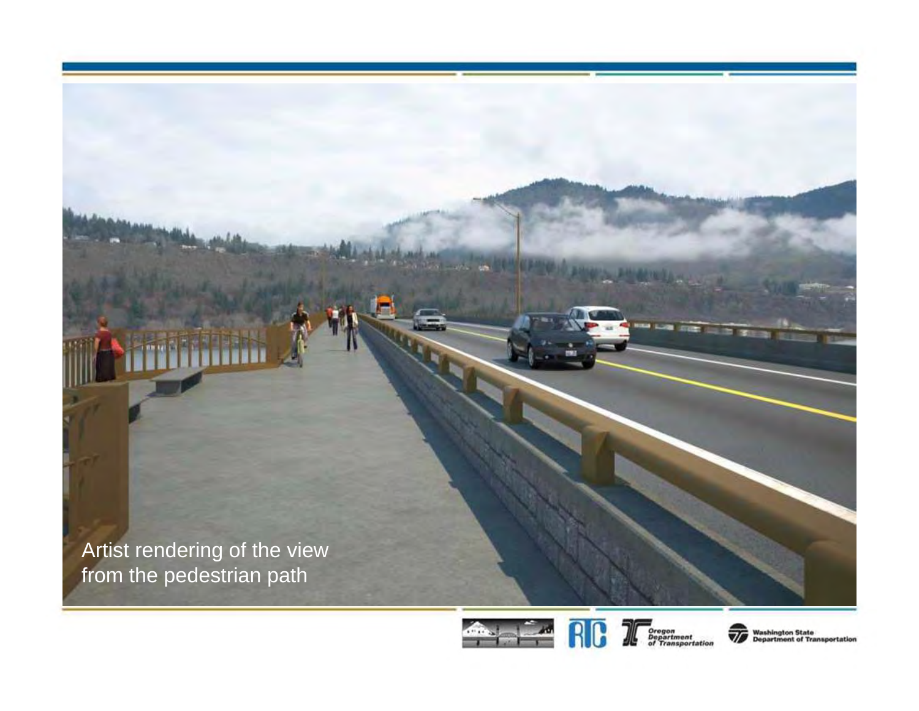Artist rendering of the view from the pedestrian path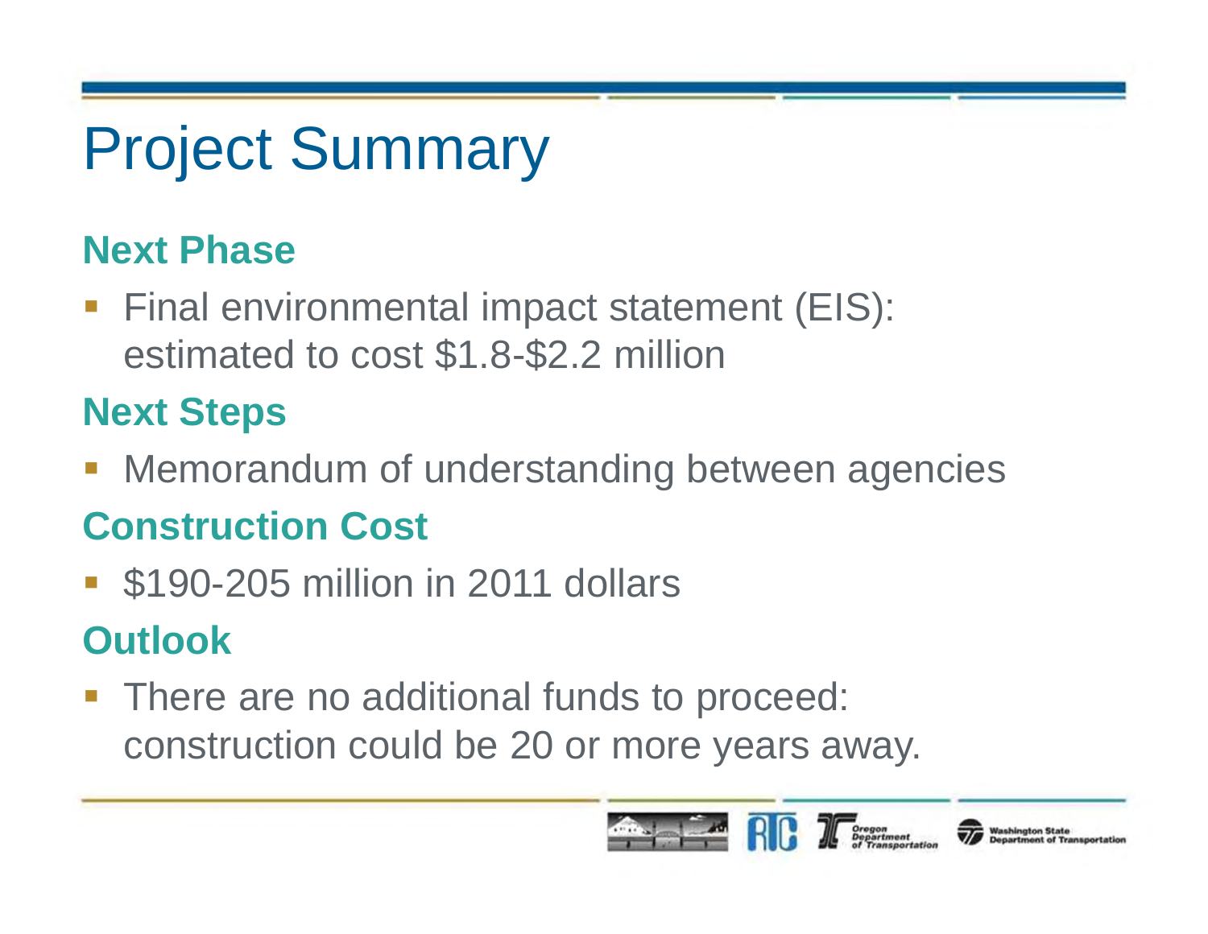# Project Summary

## Next Phase

- Final environmental impact statement (EIS): estimated to cost $1.8-$2.2 million

## Next Steps

- Memorandum of understanding between agencies

## Construction Cost

- $190-205 million in 2011 dollars

## Outlook

- There are no additional funds to proceed: construction could be 20 or more years away.